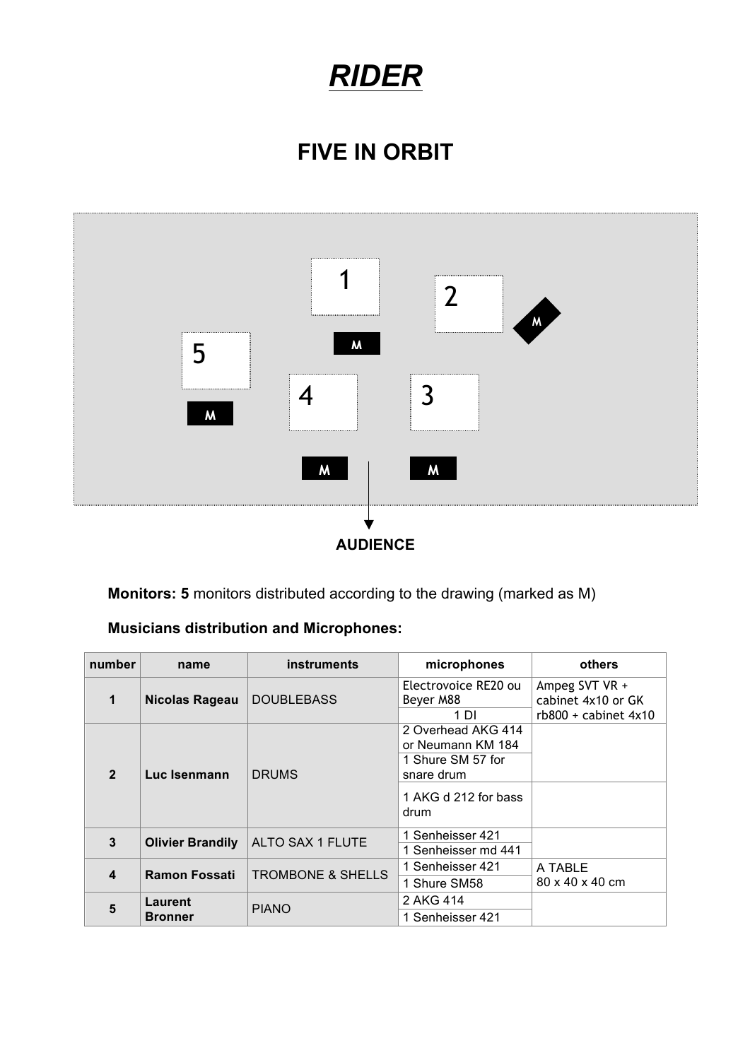# *RIDER*

## FIVE IN ORBIT

1 2 M 5 M 4 3 M M M

AUDIENCE

**Monitors: 5** monitors distributed according to the drawing (marked as M)

**Musicians distribution and Microphones:**

| number | name | instruments | microphones | others |
|---|---|---|---|---|
| 1 | **Nicolas Rageau** | DOUBLEBASS | Electrovoice RE20 ou Beyer M88 | Ampeg SVT VR + cabinet 4x10 or GK rb800 + cabinet 4x10 |
| | | | 1 DI | |
| 2 | **Luc Isenmann** | DRUMS | 2 Overhead AKG 414 or Neumann KM 184 | |
| | | | 1 Shure SM 57 for snare drum | |
| | | | 1 AKG d 212 for bass drum | |
| 3 | **Olivier Brandily** | ALTO SAX 1 FLUTE | 1 Senheisser 421 | |
| | | | 1 Senheisser md 441 | |
| 4 | **Ramon Fossati** | TROMBONE & SHELLS | 1 Senheisser 421 | A TABLE 80 x 40 x 40 cm |
| | | | 1 Shure SM58 | |
| 5 | **Laurent Bronner** | PIANO | 2 AKG 414 | |
| | | | 1 Senheisser 421 | |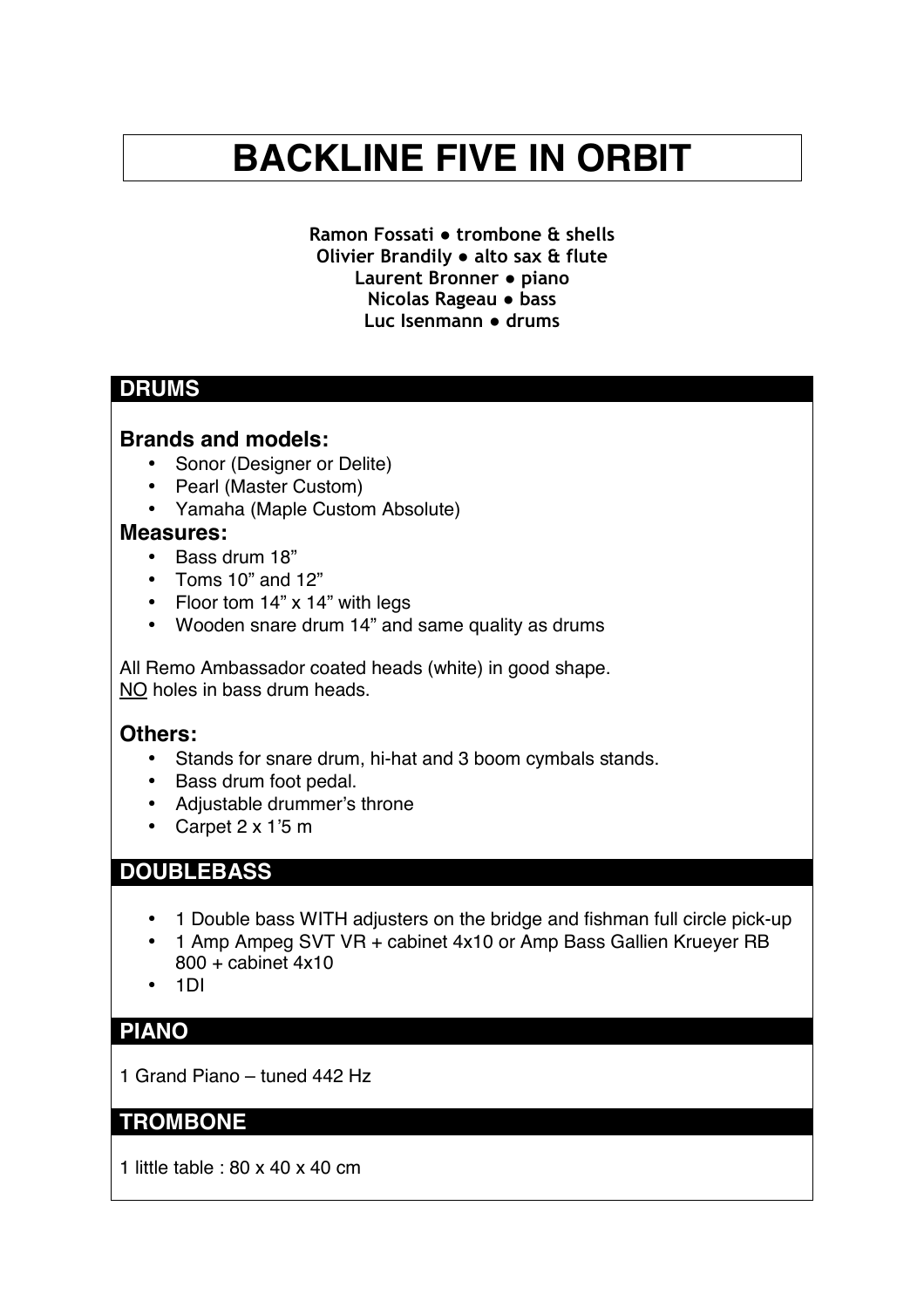# BACKLINE FIVE IN ORBIT

**Ramon Fossati ● trombone & shells**
**Olivier Brandily ● alto sax & flute**
**Laurent Bronner ● piano**
**Nicolas Rageau ● bass**
**Luc Isenmann ● drums**

## DRUMS

### Brands and models:

- Sonor (Designer or Delite)
- Pearl (Master Custom)
- Yamaha (Maple Custom Absolute)

### Measures:

- Bass drum 18”
- Toms 10” and 12”
- Floor tom 14” x 14” with legs
- Wooden snare drum 14” and same quality as drums

All Remo Ambassador coated heads (white) in good shape.
NO holes in bass drum heads.

### Others:

- Stands for snare drum, hi-hat and 3 boom cymbals stands.
- Bass drum foot pedal.
- Adjustable drummer’s throne
- Carpet 2 x 1’5 m

## DOUBLEBASS

- 1 Double bass WITH adjusters on the bridge and fishman full circle pick-up
- 1 Amp Ampeg SVT VR + cabinet 4x10 or Amp Bass Gallien Krueyer RB 800 + cabinet 4x10
- 1DI

## PIANO

1 Grand Piano – tuned 442 Hz

## TROMBONE

1 little table : 80 x 40 x 40 cm